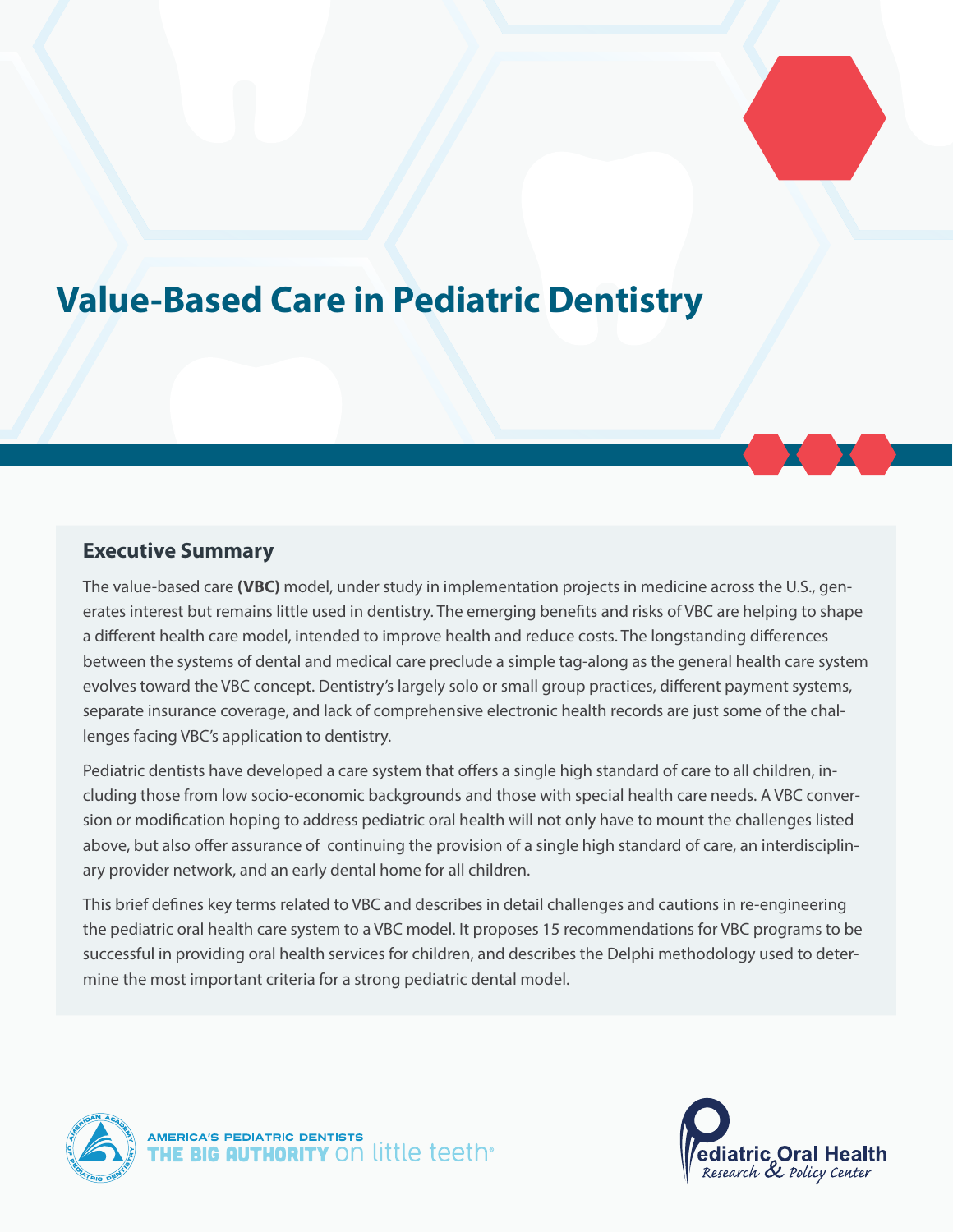# Value-Based Care in Pediatric Dentistry

## Executive Summary

The value-based care **(VBC)** model, under study in implementation projects in medicine across the U.S., generates interest but remains little used in dentistry. The emerging benefits and risks of VBC are helping to shape a different health care model, intended to improve health and reduce costs. The longstanding differences between the systems of dental and medical care preclude a simple tag-along as the general health care system evolves toward the VBC concept. Dentistry's largely solo or small group practices, different payment systems, separate insurance coverage, and lack of comprehensive electronic health records are just some of the challenges facing VBC's application to dentistry.

Pediatric dentists have developed a care system that offers a single high standard of care to all children, including those from low socio-economic backgrounds and those with special health care needs. A VBC conversion or modification hoping to address pediatric oral health will not only have to mount the challenges listed above, but also offer assurance of continuing the provision of a single high standard of care, an interdisciplinary provider network, and an early dental home for all children.

This brief defines key terms related to VBC and describes in detail challenges and cautions in re-engineering the pediatric oral health care system to a VBC model. It proposes 15 recommendations for VBC programs to be successful in providing oral health services for children, and describes the Delphi methodology used to determine the most important criteria for a strong pediatric dental model.

AMERICA'S PEDIATRIC DENTISTS
THE BIG AUTHORITY on little teeth®

Pediatric Oral Health Research & Policy Center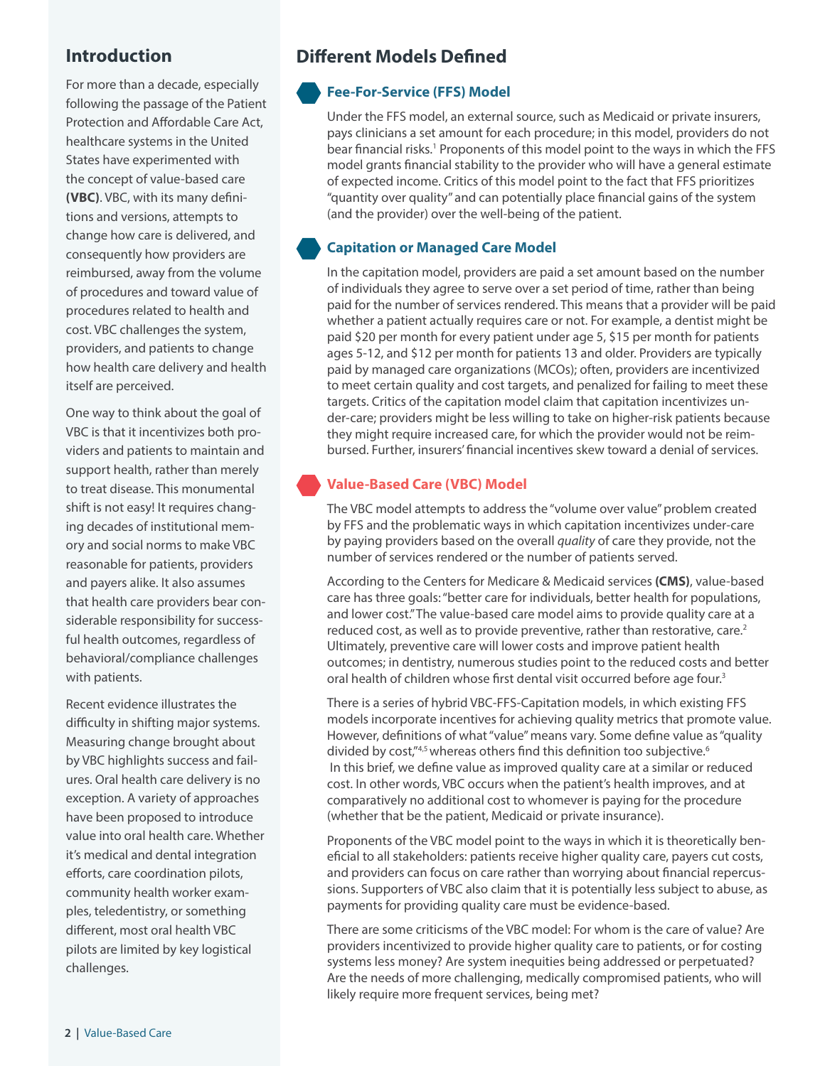## Introduction

For more than a decade, especially following the passage of the Patient Protection and Affordable Care Act, healthcare systems in the United States have experimented with the concept of value-based care **(VBC)**. VBC, with its many definitions and versions, attempts to change how care is delivered, and consequently how providers are reimbursed, away from the volume of procedures and toward value of procedures related to health and cost. VBC challenges the system, providers, and patients to change how health care delivery and health itself are perceived.

One way to think about the goal of VBC is that it incentivizes both providers and patients to maintain and support health, rather than merely to treat disease. This monumental shift is not easy! It requires changing decades of institutional memory and social norms to make VBC reasonable for patients, providers and payers alike. It also assumes that health care providers bear considerable responsibility for successful health outcomes, regardless of behavioral/compliance challenges with patients.

Recent evidence illustrates the difficulty in shifting major systems. Measuring change brought about by VBC highlights success and failures. Oral health care delivery is no exception. A variety of approaches have been proposed to introduce value into oral health care. Whether it's medical and dental integration efforts, care coordination pilots, community health worker examples, teledentistry, or something different, most oral health VBC pilots are limited by key logistical challenges.

## Different Models Defined

### Fee-For-Service (FFS) Model

Under the FFS model, an external source, such as Medicaid or private insurers, pays clinicians a set amount for each procedure; in this model, providers do not bear financial risks.[1] Proponents of this model point to the ways in which the FFS model grants financial stability to the provider who will have a general estimate of expected income. Critics of this model point to the fact that FFS prioritizes "quantity over quality" and can potentially place financial gains of the system (and the provider) over the well-being of the patient.

### Capitation or Managed Care Model

In the capitation model, providers are paid a set amount based on the number of individuals they agree to serve over a set period of time, rather than being paid for the number of services rendered. This means that a provider will be paid whether a patient actually requires care or not. For example, a dentist might be paid $20 per month for every patient under age 5, $15 per month for patients ages 5-12, and $12 per month for patients 13 and older. Providers are typically paid by managed care organizations (MCOs); often, providers are incentivized to meet certain quality and cost targets, and penalized for failing to meet these targets. Critics of the capitation model claim that capitation incentivizes under-care; providers might be less willing to take on higher-risk patients because they might require increased care, for which the provider would not be reimbursed. Further, insurers' financial incentives skew toward a denial of services.

### Value-Based Care (VBC) Model

The VBC model attempts to address the "volume over value" problem created by FFS and the problematic ways in which capitation incentivizes under-care by paying providers based on the overall *quality* of care they provide, not the number of services rendered or the number of patients served.

According to the Centers for Medicare & Medicaid services **(CMS)**, value-based care has three goals: "better care for individuals, better health for populations, and lower cost." The value-based care model aims to provide quality care at a reduced cost, as well as to provide preventive, rather than restorative, care.[2] Ultimately, preventive care will lower costs and improve patient health outcomes; in dentistry, numerous studies point to the reduced costs and better oral health of children whose first dental visit occurred before age four.[3]

There is a series of hybrid VBC-FFS-Capitation models, in which existing FFS models incorporate incentives for achieving quality metrics that promote value. However, definitions of what "value" means vary. Some define value as "quality divided by cost,"[4,5] whereas others find this definition too subjective.[6] In this brief, we define value as improved quality care at a similar or reduced cost. In other words, VBC occurs when the patient's health improves, and at comparatively no additional cost to whomever is paying for the procedure (whether that be the patient, Medicaid or private insurance).

Proponents of the VBC model point to the ways in which it is theoretically beneficial to all stakeholders: patients receive higher quality care, payers cut costs, and providers can focus on care rather than worrying about financial repercussions. Supporters of VBC also claim that it is potentially less subject to abuse, as payments for providing quality care must be evidence-based.

There are some criticisms of the VBC model: For whom is the care of value? Are providers incentivized to provide higher quality care to patients, or for costing systems less money? Are system inequities being addressed or perpetuated? Are the needs of more challenging, medically compromised patients, who will likely require more frequent services, being met?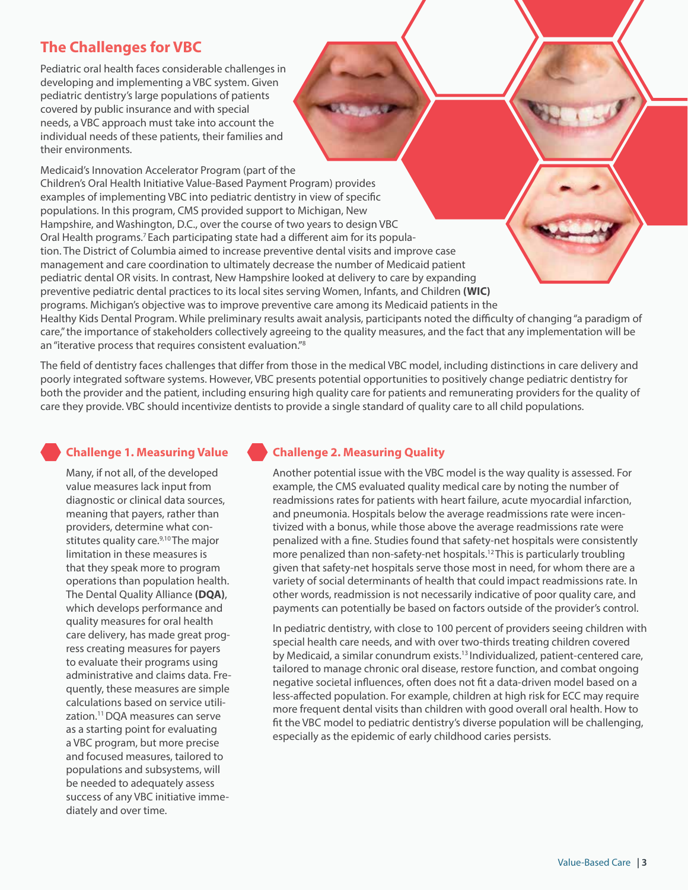## The Challenges for VBC

Pediatric oral health faces considerable challenges in developing and implementing a VBC system. Given pediatric dentistry's large populations of patients covered by public insurance and with special needs, a VBC approach must take into account the individual needs of these patients, their families and their environments.

Medicaid's Innovation Accelerator Program (part of the Children's Oral Health Initiative Value-Based Payment Program) provides examples of implementing VBC into pediatric dentistry in view of specific populations. In this program, CMS provided support to Michigan, New Hampshire, and Washington, D.C., over the course of two years to design VBC Oral Health programs.[7] Each participating state had a different aim for its population. The District of Columbia aimed to increase preventive dental visits and improve case management and care coordination to ultimately decrease the number of Medicaid patient pediatric dental OR visits. In contrast, New Hampshire looked at delivery to care by expanding preventive pediatric dental practices to its local sites serving Women, Infants, and Children **(WIC)** programs. Michigan's objective was to improve preventive care among its Medicaid patients in the Healthy Kids Dental Program. While preliminary results await analysis, participants noted the difficulty of changing "a paradigm of care," the importance of stakeholders collectively agreeing to the quality measures, and the fact that any implementation will be an "iterative process that requires consistent evaluation."[8]

The field of dentistry faces challenges that differ from those in the medical VBC model, including distinctions in care delivery and poorly integrated software systems. However, VBC presents potential opportunities to positively change pediatric dentistry for both the provider and the patient, including ensuring high quality care for patients and remunerating providers for the quality of care they provide. VBC should incentivize dentists to provide a single standard of quality care to all child populations.

### Challenge 1. Measuring Value

Many, if not all, of the developed value measures lack input from diagnostic or clinical data sources, meaning that payers, rather than providers, determine what constitutes quality care.[9,10] The major limitation in these measures is that they speak more to program operations than population health. The Dental Quality Alliance **(DQA)**, which develops performance and quality measures for oral health care delivery, has made great progress creating measures for payers to evaluate their programs using administrative and claims data. Frequently, these measures are simple calculations based on service utilization.[11] DQA measures can serve as a starting point for evaluating a VBC program, but more precise and focused measures, tailored to populations and subsystems, will be needed to adequately assess success of any VBC initiative immediately and over time.

### Challenge 2. Measuring Quality

Another potential issue with the VBC model is the way quality is assessed. For example, the CMS evaluated quality medical care by noting the number of readmissions rates for patients with heart failure, acute myocardial infarction, and pneumonia. Hospitals below the average readmissions rate were incentivized with a bonus, while those above the average readmissions rate were penalized with a fine. Studies found that safety-net hospitals were consistently more penalized than non-safety-net hospitals.[12] This is particularly troubling given that safety-net hospitals serve those most in need, for whom there are a variety of social determinants of health that could impact readmissions rate. In other words, readmission is not necessarily indicative of poor quality care, and payments can potentially be based on factors outside of the provider's control.

In pediatric dentistry, with close to 100 percent of providers seeing children with special health care needs, and with over two-thirds treating children covered by Medicaid, a similar conundrum exists.[13] Individualized, patient-centered care, tailored to manage chronic oral disease, restore function, and combat ongoing negative societal influences, often does not fit a data-driven model based on a less-affected population. For example, children at high risk for ECC may require more frequent dental visits than children with good overall oral health. How to fit the VBC model to pediatric dentistry's diverse population will be challenging, especially as the epidemic of early childhood caries persists.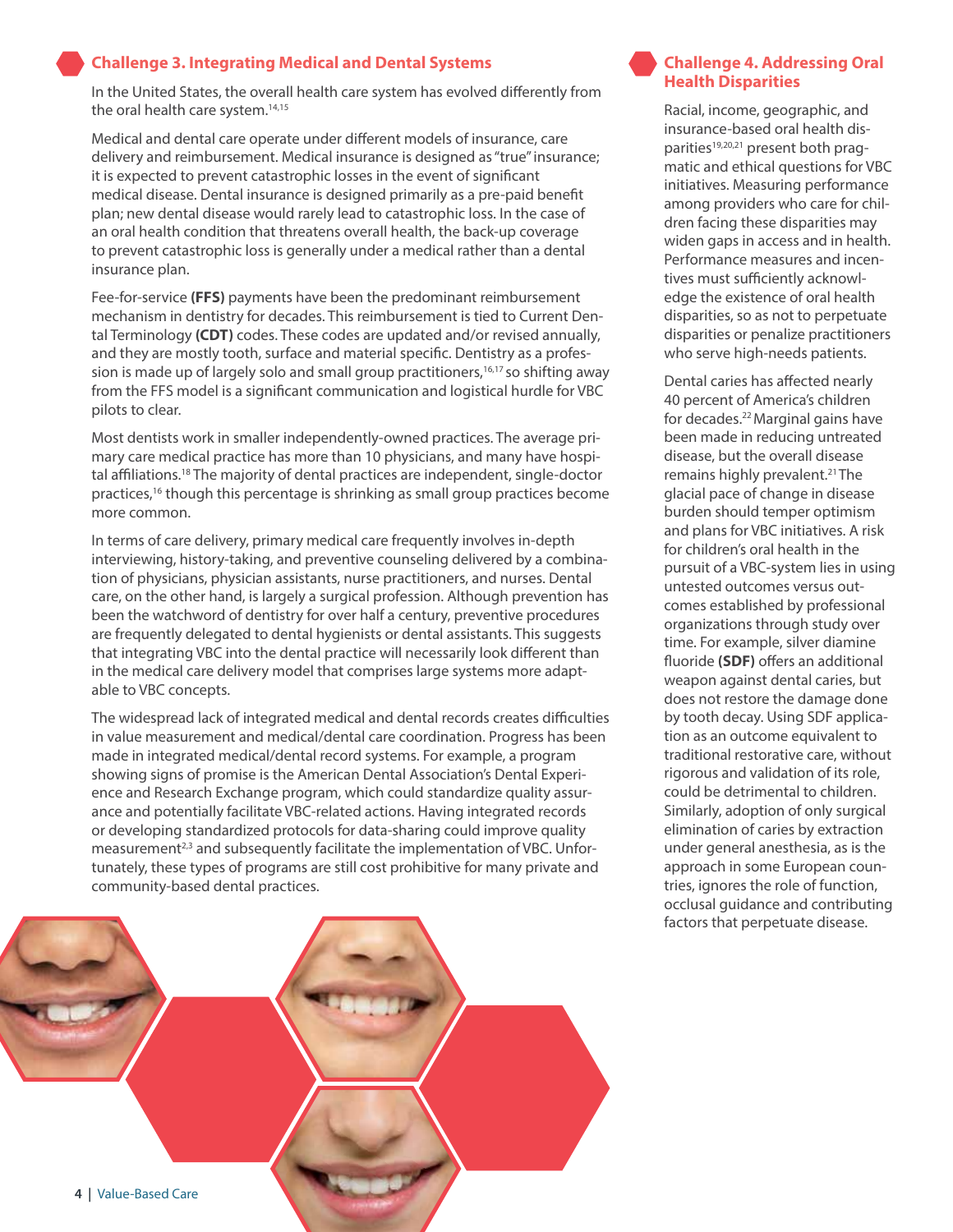## Challenge 3. Integrating Medical and Dental Systems

In the United States, the overall health care system has evolved differently from the oral health care system.[14,15]

Medical and dental care operate under different models of insurance, care delivery and reimbursement. Medical insurance is designed as "true" insurance; it is expected to prevent catastrophic losses in the event of significant medical disease. Dental insurance is designed primarily as a pre-paid benefit plan; new dental disease would rarely lead to catastrophic loss. In the case of an oral health condition that threatens overall health, the back-up coverage to prevent catastrophic loss is generally under a medical rather than a dental insurance plan.

Fee-for-service **(FFS)** payments have been the predominant reimbursement mechanism in dentistry for decades. This reimbursement is tied to Current Dental Terminology **(CDT)** codes. These codes are updated and/or revised annually, and they are mostly tooth, surface and material specific. Dentistry as a profession is made up of largely solo and small group practitioners,[16,17] so shifting away from the FFS model is a significant communication and logistical hurdle for VBC pilots to clear.

Most dentists work in smaller independently-owned practices. The average primary care medical practice has more than 10 physicians, and many have hospital affiliations.[18] The majority of dental practices are independent, single-doctor practices,[16] though this percentage is shrinking as small group practices become more common.

In terms of care delivery, primary medical care frequently involves in-depth interviewing, history-taking, and preventive counseling delivered by a combination of physicians, physician assistants, nurse practitioners, and nurses. Dental care, on the other hand, is largely a surgical profession. Although prevention has been the watchword of dentistry for over half a century, preventive procedures are frequently delegated to dental hygienists or dental assistants. This suggests that integrating VBC into the dental practice will necessarily look different than in the medical care delivery model that comprises large systems more adaptable to VBC concepts.

The widespread lack of integrated medical and dental records creates difficulties in value measurement and medical/dental care coordination. Progress has been made in integrated medical/dental record systems. For example, a program showing signs of promise is the American Dental Association's Dental Experience and Research Exchange program, which could standardize quality assurance and potentially facilitate VBC-related actions. Having integrated records or developing standardized protocols for data-sharing could improve quality measurement[2,3] and subsequently facilitate the implementation of VBC. Unfortunately, these types of programs are still cost prohibitive for many private and community-based dental practices.

## Challenge 4. Addressing Oral Health Disparities

Racial, income, geographic, and insurance-based oral health disparities[19,20,21] present both pragmatic and ethical questions for VBC initiatives. Measuring performance among providers who care for children facing these disparities may widen gaps in access and in health. Performance measures and incentives must sufficiently acknowledge the existence of oral health disparities, so as not to perpetuate disparities or penalize practitioners who serve high-needs patients.

Dental caries has affected nearly 40 percent of America's children for decades.[22] Marginal gains have been made in reducing untreated disease, but the overall disease remains highly prevalent.[21] The glacial pace of change in disease burden should temper optimism and plans for VBC initiatives. A risk for children's oral health in the pursuit of a VBC-system lies in using untested outcomes versus outcomes established by professional organizations through study over time. For example, silver diamine fluoride **(SDF)** offers an additional weapon against dental caries, but does not restore the damage done by tooth decay. Using SDF application as an outcome equivalent to traditional restorative care, without rigorous and validation of its role, could be detrimental to children. Similarly, adoption of only surgical elimination of caries by extraction under general anesthesia, as is the approach in some European countries, ignores the role of function, occlusal guidance and contributing factors that perpetuate disease.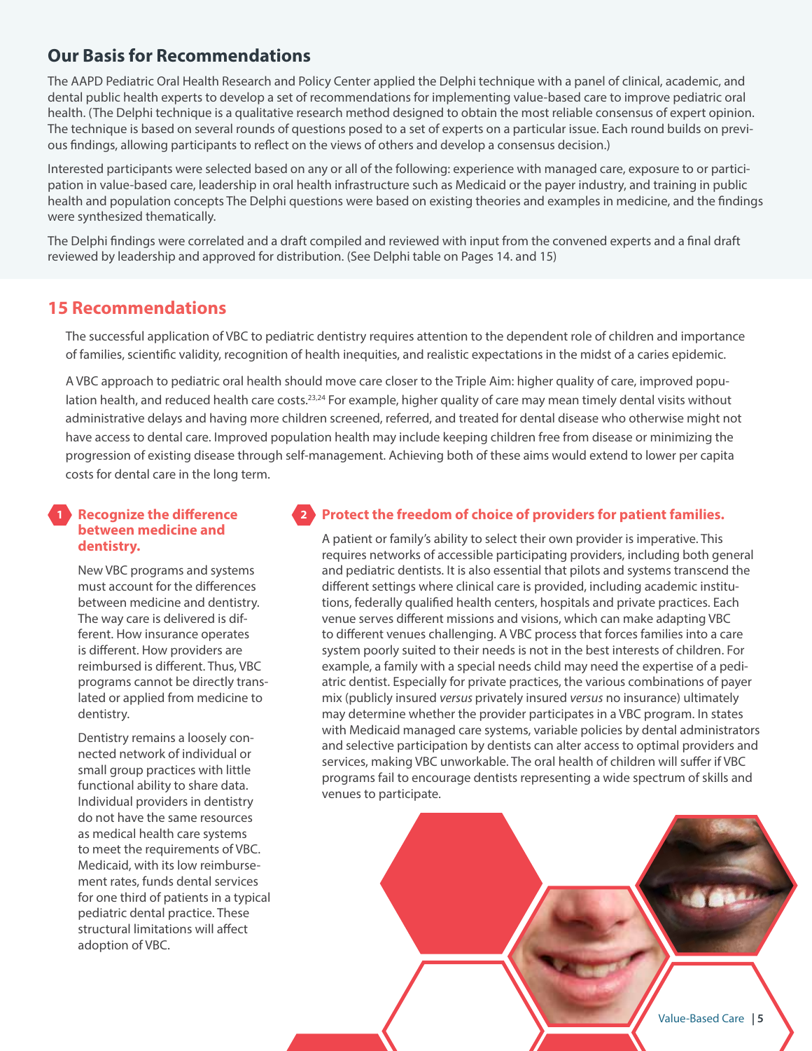## Our Basis for Recommendations

The AAPD Pediatric Oral Health Research and Policy Center applied the Delphi technique with a panel of clinical, academic, and dental public health experts to develop a set of recommendations for implementing value-based care to improve pediatric oral health. (The Delphi technique is a qualitative research method designed to obtain the most reliable consensus of expert opinion. The technique is based on several rounds of questions posed to a set of experts on a particular issue. Each round builds on previous findings, allowing participants to reflect on the views of others and develop a consensus decision.)

Interested participants were selected based on any or all of the following: experience with managed care, exposure to or participation in value-based care, leadership in oral health infrastructure such as Medicaid or the payer industry, and training in public health and population concepts The Delphi questions were based on existing theories and examples in medicine, and the findings were synthesized thematically.

The Delphi findings were correlated and a draft compiled and reviewed with input from the convened experts and a final draft reviewed by leadership and approved for distribution. (See Delphi table on Pages 14. and 15)

## 15 Recommendations

The successful application of VBC to pediatric dentistry requires attention to the dependent role of children and importance of families, scientific validity, recognition of health inequities, and realistic expectations in the midst of a caries epidemic.

A VBC approach to pediatric oral health should move care closer to the Triple Aim: higher quality of care, improved population health, and reduced health care costs.[23,24] For example, higher quality of care may mean timely dental visits without administrative delays and having more children screened, referred, and treated for dental disease who otherwise might not have access to dental care. Improved population health may include keeping children free from disease or minimizing the progression of existing disease through self-management. Achieving both of these aims would extend to lower per capita costs for dental care in the long term.

### 1 Recognize the difference between medicine and dentistry.

New VBC programs and systems must account for the differences between medicine and dentistry. The way care is delivered is different. How insurance operates is different. How providers are reimbursed is different. Thus, VBC programs cannot be directly translated or applied from medicine to dentistry.

Dentistry remains a loosely connected network of individual or small group practices with little functional ability to share data. Individual providers in dentistry do not have the same resources as medical health care systems to meet the requirements of VBC. Medicaid, with its low reimbursement rates, funds dental services for one third of patients in a typical pediatric dental practice. These structural limitations will affect adoption of VBC.

### 2 Protect the freedom of choice of providers for patient families.

A patient or family's ability to select their own provider is imperative. This requires networks of accessible participating providers, including both general and pediatric dentists. It is also essential that pilots and systems transcend the different settings where clinical care is provided, including academic institutions, federally qualified health centers, hospitals and private practices. Each venue serves different missions and visions, which can make adapting VBC to different venues challenging. A VBC process that forces families into a care system poorly suited to their needs is not in the best interests of children. For example, a family with a special needs child may need the expertise of a pediatric dentist. Especially for private practices, the various combinations of payer mix (publicly insured *versus* privately insured *versus* no insurance) ultimately may determine whether the provider participates in a VBC program. In states with Medicaid managed care systems, variable policies by dental administrators and selective participation by dentists can alter access to optimal providers and services, making VBC unworkable. The oral health of children will suffer if VBC programs fail to encourage dentists representing a wide spectrum of skills and venues to participate.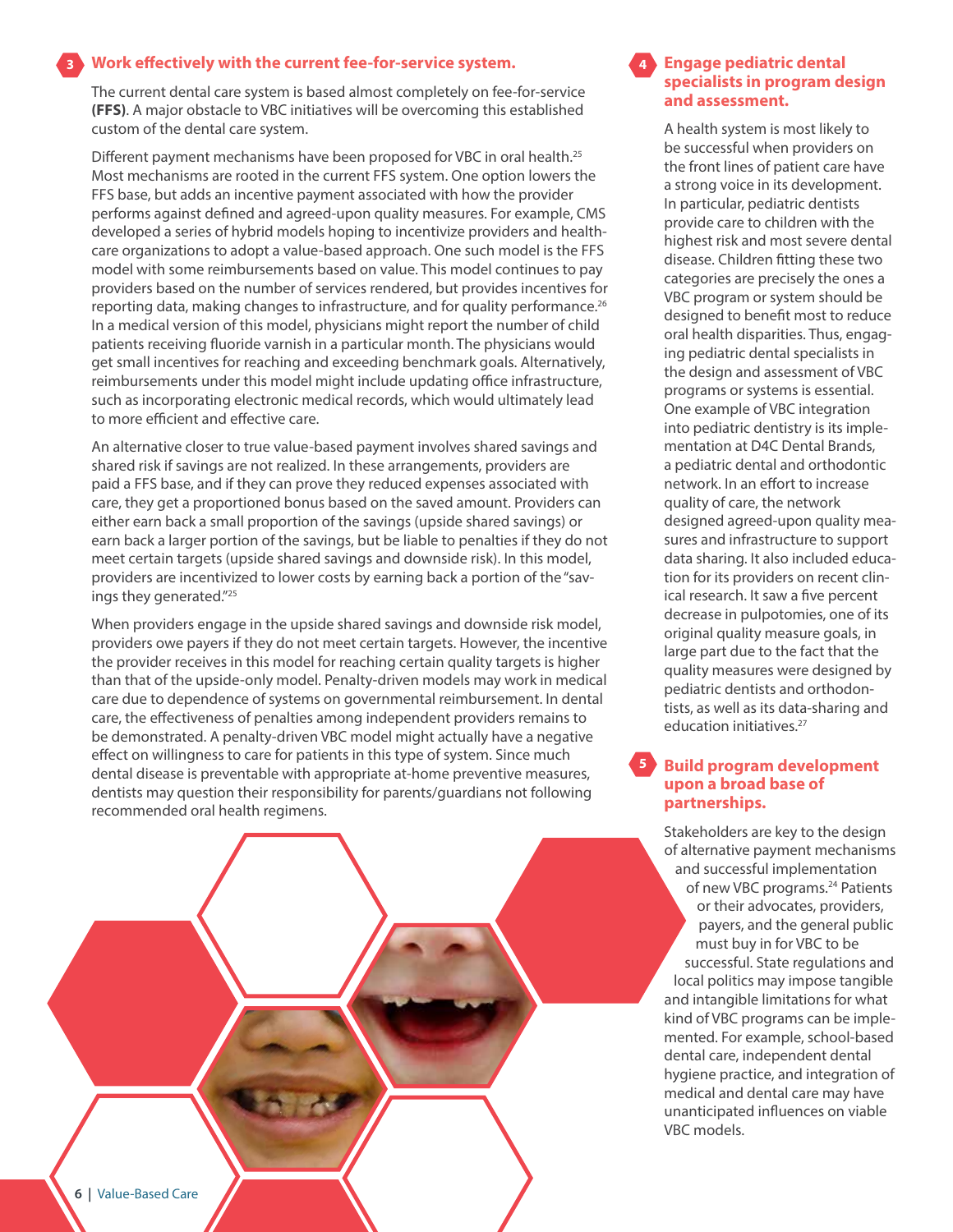## 3 Work effectively with the current fee-for-service system.

The current dental care system is based almost completely on fee-for-service **(FFS)**. A major obstacle to VBC initiatives will be overcoming this established custom of the dental care system.

Different payment mechanisms have been proposed for VBC in oral health.[25] Most mechanisms are rooted in the current FFS system. One option lowers the FFS base, but adds an incentive payment associated with how the provider performs against defined and agreed-upon quality measures. For example, CMS developed a series of hybrid models hoping to incentivize providers and health-care organizations to adopt a value-based approach. One such model is the FFS model with some reimbursements based on value. This model continues to pay providers based on the number of services rendered, but provides incentives for reporting data, making changes to infrastructure, and for quality performance.[26] In a medical version of this model, physicians might report the number of child patients receiving fluoride varnish in a particular month. The physicians would get small incentives for reaching and exceeding benchmark goals. Alternatively, reimbursements under this model might include updating office infrastructure, such as incorporating electronic medical records, which would ultimately lead to more efficient and effective care.

An alternative closer to true value-based payment involves shared savings and shared risk if savings are not realized. In these arrangements, providers are paid a FFS base, and if they can prove they reduced expenses associated with care, they get a proportioned bonus based on the saved amount. Providers can either earn back a small proportion of the savings (upside shared savings) or earn back a larger portion of the savings, but be liable to penalties if they do not meet certain targets (upside shared savings and downside risk). In this model, providers are incentivized to lower costs by earning back a portion of the "savings they generated."[25]

When providers engage in the upside shared savings and downside risk model, providers owe payers if they do not meet certain targets. However, the incentive the provider receives in this model for reaching certain quality targets is higher than that of the upside-only model. Penalty-driven models may work in medical care due to dependence of systems on governmental reimbursement. In dental care, the effectiveness of penalties among independent providers remains to be demonstrated. A penalty-driven VBC model might actually have a negative effect on willingness to care for patients in this type of system. Since much dental disease is preventable with appropriate at-home preventive measures, dentists may question their responsibility for parents/guardians not following recommended oral health regimens.

## 4 Engage pediatric dental specialists in program design and assessment.

A health system is most likely to be successful when providers on the front lines of patient care have a strong voice in its development. In particular, pediatric dentists provide care to children with the highest risk and most severe dental disease. Children fitting these two categories are precisely the ones a VBC program or system should be designed to benefit most to reduce oral health disparities. Thus, engaging pediatric dental specialists in the design and assessment of VBC programs or systems is essential. One example of VBC integration into pediatric dentistry is its implementation at D4C Dental Brands, a pediatric dental and orthodontic network. In an effort to increase quality of care, the network designed agreed-upon quality measures and infrastructure to support data sharing. It also included education for its providers on recent clinical research. It saw a five percent decrease in pulpotomies, one of its original quality measure goals, in large part due to the fact that the quality measures were designed by pediatric dentists and orthodontists, as well as its data-sharing and education initiatives.[27]

## 5 Build program development upon a broad base of partnerships.

Stakeholders are key to the design of alternative payment mechanisms and successful implementation of new VBC programs.[24] Patients or their advocates, providers, payers, and the general public must buy in for VBC to be successful. State regulations and local politics may impose tangible and intangible limitations for what kind of VBC programs can be implemented. For example, school-based dental care, independent dental hygiene practice, and integration of medical and dental care may have unanticipated influences on viable VBC models.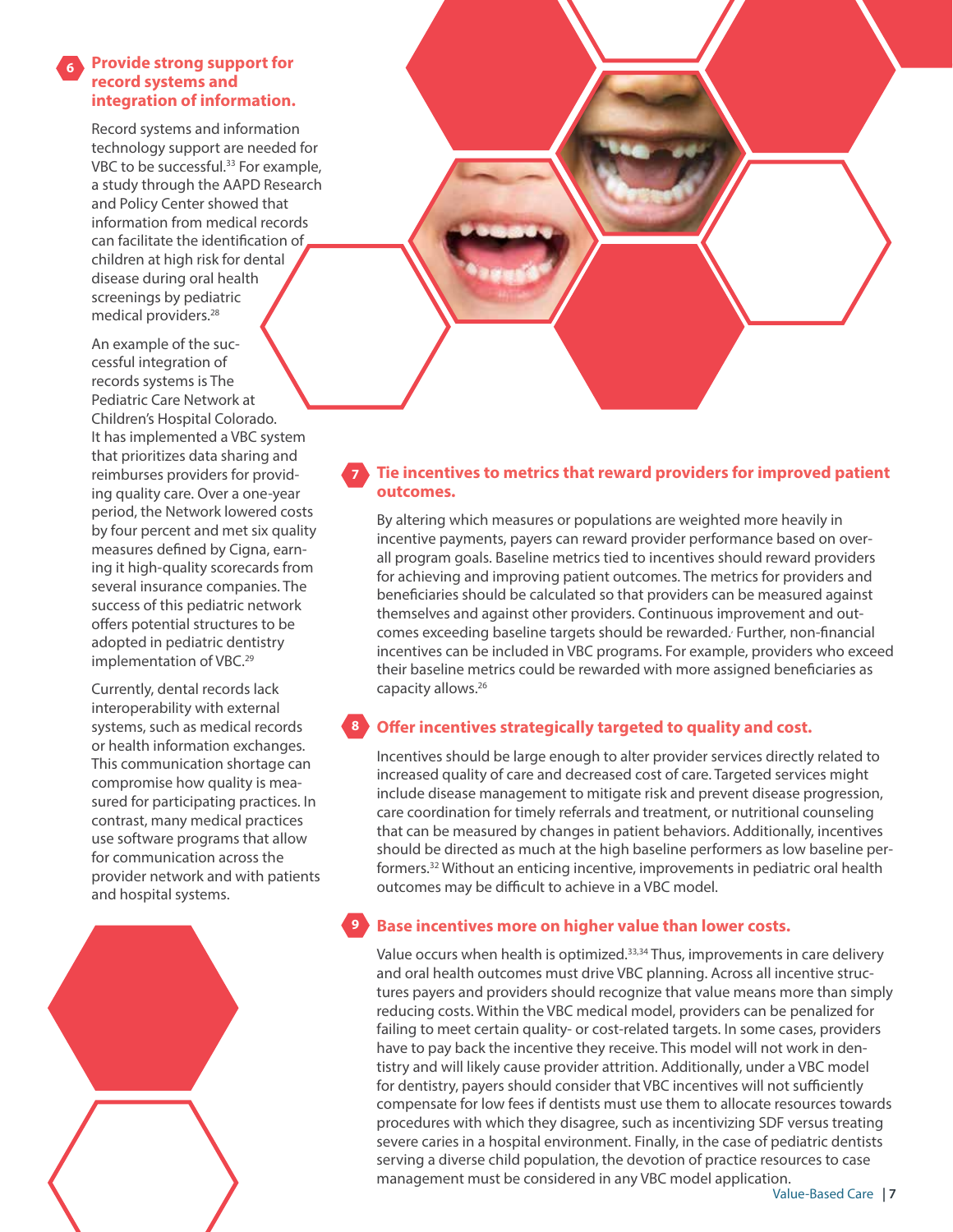### 6 Provide strong support for record systems and integration of information.

Record systems and information technology support are needed for VBC to be successful.[33] For example, a study through the AAPD Research and Policy Center showed that information from medical records can facilitate the identification of children at high risk for dental disease during oral health screenings by pediatric medical providers.[28]

An example of the successful integration of records systems is The Pediatric Care Network at Children's Hospital Colorado. It has implemented a VBC system that prioritizes data sharing and reimburses providers for providing quality care. Over a one-year period, the Network lowered costs by four percent and met six quality measures defined by Cigna, earning it high-quality scorecards from several insurance companies. The success of this pediatric network offers potential structures to be adopted in pediatric dentistry implementation of VBC.[29]

Currently, dental records lack interoperability with external systems, such as medical records or health information exchanges. This communication shortage can compromise how quality is measured for participating practices. In contrast, many medical practices use software programs that allow for communication across the provider network and with patients and hospital systems.

### 7 Tie incentives to metrics that reward providers for improved patient outcomes.

By altering which measures or populations are weighted more heavily in incentive payments, payers can reward provider performance based on overall program goals. Baseline metrics tied to incentives should reward providers for achieving and improving patient outcomes. The metrics for providers and beneficiaries should be calculated so that providers can be measured against themselves and against other providers. Continuous improvement and outcomes exceeding baseline targets should be rewarded. Further, non-financial incentives can be included in VBC programs. For example, providers who exceed their baseline metrics could be rewarded with more assigned beneficiaries as capacity allows.[26]

### 8 Offer incentives strategically targeted to quality and cost.

Incentives should be large enough to alter provider services directly related to increased quality of care and decreased cost of care. Targeted services might include disease management to mitigate risk and prevent disease progression, care coordination for timely referrals and treatment, or nutritional counseling that can be measured by changes in patient behaviors. Additionally, incentives should be directed as much at the high baseline performers as low baseline performers.[32] Without an enticing incentive, improvements in pediatric oral health outcomes may be difficult to achieve in a VBC model.

### 9 Base incentives more on higher value than lower costs.

Value occurs when health is optimized.[33,34] Thus, improvements in care delivery and oral health outcomes must drive VBC planning. Across all incentive structures payers and providers should recognize that value means more than simply reducing costs. Within the VBC medical model, providers can be penalized for failing to meet certain quality- or cost-related targets. In some cases, providers have to pay back the incentive they receive. This model will not work in dentistry and will likely cause provider attrition. Additionally, under a VBC model for dentistry, payers should consider that VBC incentives will not sufficiently compensate for low fees if dentists must use them to allocate resources towards procedures with which they disagree, such as incentivizing SDF versus treating severe caries in a hospital environment. Finally, in the case of pediatric dentists serving a diverse child population, the devotion of practice resources to case management must be considered in any VBC model application.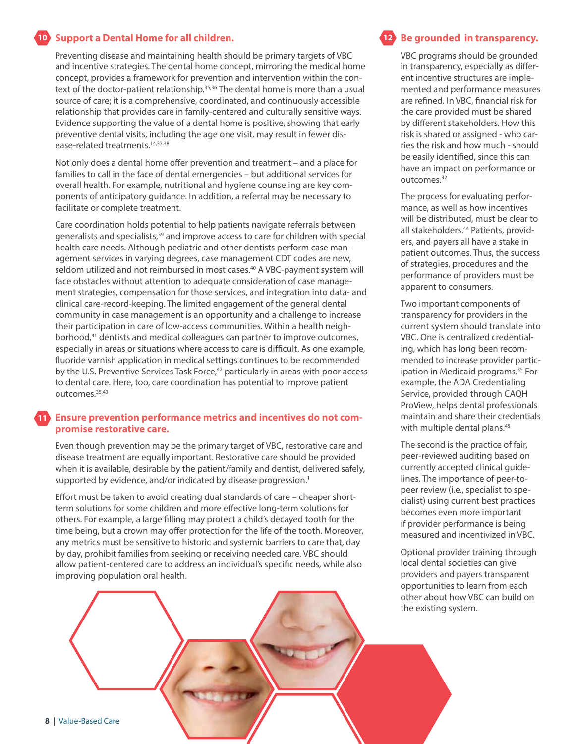## 10 Support a Dental Home for all children.

Preventing disease and maintaining health should be primary targets of VBC and incentive strategies. The dental home concept, mirroring the medical home concept, provides a framework for prevention and intervention within the context of the doctor-patient relationship.[35,36] The dental home is more than a usual source of care; it is a comprehensive, coordinated, and continuously accessible relationship that provides care in family-centered and culturally sensitive ways. Evidence supporting the value of a dental home is positive, showing that early preventive dental visits, including the age one visit, may result in fewer disease-related treatments.[14,37,38]

Not only does a dental home offer prevention and treatment – and a place for families to call in the face of dental emergencies – but additional services for overall health. For example, nutritional and hygiene counseling are key components of anticipatory guidance. In addition, a referral may be necessary to facilitate or complete treatment.

Care coordination holds potential to help patients navigate referrals between generalists and specialists,[39] and improve access to care for children with special health care needs. Although pediatric and other dentists perform case management services in varying degrees, case management CDT codes are new, seldom utilized and not reimbursed in most cases.[40] A VBC-payment system will face obstacles without attention to adequate consideration of case management strategies, compensation for those services, and integration into data- and clinical care-record-keeping. The limited engagement of the general dental community in case management is an opportunity and a challenge to increase their participation in care of low-access communities. Within a health neighborhood,[41] dentists and medical colleagues can partner to improve outcomes, especially in areas or situations where access to care is difficult. As one example, fluoride varnish application in medical settings continues to be recommended by the U.S. Preventive Services Task Force,[42] particularly in areas with poor access to dental care. Here, too, care coordination has potential to improve patient outcomes.[35,43]

## 11 Ensure prevention performance metrics and incentives do not compromise restorative care.

Even though prevention may be the primary target of VBC, restorative care and disease treatment are equally important. Restorative care should be provided when it is available, desirable by the patient/family and dentist, delivered safely, supported by evidence, and/or indicated by disease progression.[1]

Effort must be taken to avoid creating dual standards of care – cheaper short-term solutions for some children and more effective long-term solutions for others. For example, a large filling may protect a child's decayed tooth for the time being, but a crown may offer protection for the life of the tooth. Moreover, any metrics must be sensitive to historic and systemic barriers to care that, day by day, prohibit families from seeking or receiving needed care. VBC should allow patient-centered care to address an individual's specific needs, while also improving population oral health.

## 12 Be grounded in transparency.

VBC programs should be grounded in transparency, especially as different incentive structures are implemented and performance measures are refined. In VBC, financial risk for the care provided must be shared by different stakeholders. How this risk is shared or assigned - who carries the risk and how much - should be easily identified, since this can have an impact on performance or outcomes.[32]

The process for evaluating performance, as well as how incentives will be distributed, must be clear to all stakeholders.[44] Patients, providers, and payers all have a stake in patient outcomes. Thus, the success of strategies, procedures and the performance of providers must be apparent to consumers.

Two important components of transparency for providers in the current system should translate into VBC. One is centralized credentialing, which has long been recommended to increase provider participation in Medicaid programs.[35] For example, the ADA Credentialing Service, provided through CAQH ProView, helps dental professionals maintain and share their credentials with multiple dental plans.[45]

The second is the practice of fair, peer-reviewed auditing based on currently accepted clinical guidelines. The importance of peer-to-peer review (i.e., specialist to specialist) using current best practices becomes even more important if provider performance is being measured and incentivized in VBC.

Optional provider training through local dental societies can give providers and payers transparent opportunities to learn from each other about how VBC can build on the existing system.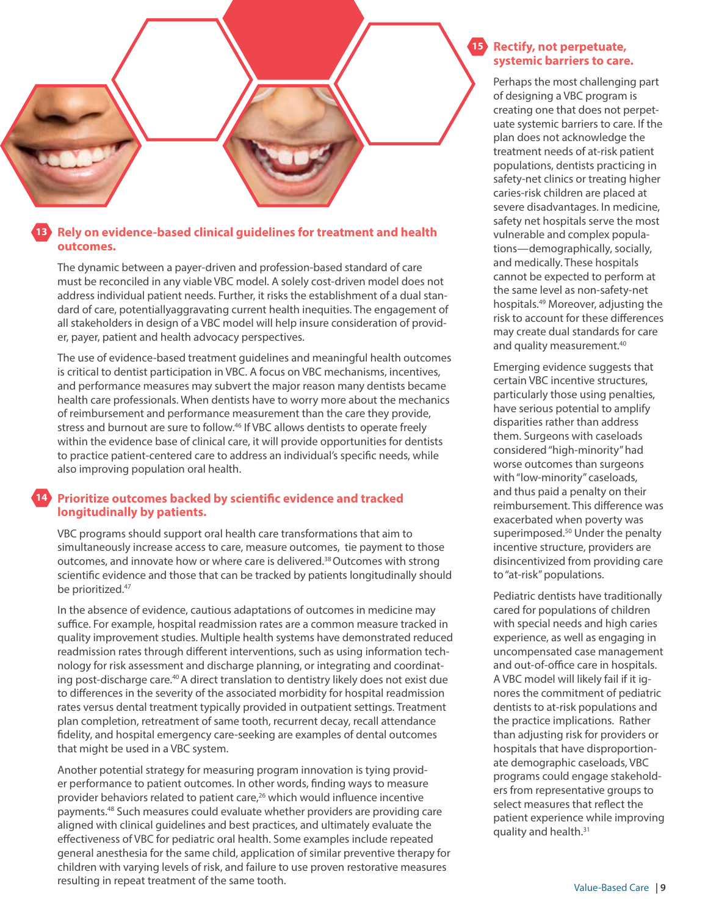## 13 Rely on evidence-based clinical guidelines for treatment and health outcomes.

The dynamic between a payer-driven and profession-based standard of care must be reconciled in any viable VBC model. A solely cost-driven model does not address individual patient needs. Further, it risks the establishment of a dual standard of care, potentiallyaggravating current health inequities. The engagement of all stakeholders in design of a VBC model will help insure consideration of provider, payer, patient and health advocacy perspectives.

The use of evidence-based treatment guidelines and meaningful health outcomes is critical to dentist participation in VBC. A focus on VBC mechanisms, incentives, and performance measures may subvert the major reason many dentists became health care professionals. When dentists have to worry more about the mechanics of reimbursement and performance measurement than the care they provide, stress and burnout are sure to follow.[46] If VBC allows dentists to operate freely within the evidence base of clinical care, it will provide opportunities for dentists to practice patient-centered care to address an individual's specific needs, while also improving population oral health.

## 14 Prioritize outcomes backed by scientific evidence and tracked longitudinally by patients.

VBC programs should support oral health care transformations that aim to simultaneously increase access to care, measure outcomes, tie payment to those outcomes, and innovate how or where care is delivered.[38] Outcomes with strong scientific evidence and those that can be tracked by patients longitudinally should be prioritized.[47]

In the absence of evidence, cautious adaptations of outcomes in medicine may suffice. For example, hospital readmission rates are a common measure tracked in quality improvement studies. Multiple health systems have demonstrated reduced readmission rates through different interventions, such as using information technology for risk assessment and discharge planning, or integrating and coordinating post-discharge care.[40] A direct translation to dentistry likely does not exist due to differences in the severity of the associated morbidity for hospital readmission rates versus dental treatment typically provided in outpatient settings. Treatment plan completion, retreatment of same tooth, recurrent decay, recall attendance fidelity, and hospital emergency care-seeking are examples of dental outcomes that might be used in a VBC system.

Another potential strategy for measuring program innovation is tying provider performance to patient outcomes. In other words, finding ways to measure provider behaviors related to patient care,[26] which would influence incentive payments.[48] Such measures could evaluate whether providers are providing care aligned with clinical guidelines and best practices, and ultimately evaluate the effectiveness of VBC for pediatric oral health. Some examples include repeated general anesthesia for the same child, application of similar preventive therapy for children with varying levels of risk, and failure to use proven restorative measures resulting in repeat treatment of the same tooth.

## 15 Rectify, not perpetuate, systemic barriers to care.

Perhaps the most challenging part of designing a VBC program is creating one that does not perpetuate systemic barriers to care. If the plan does not acknowledge the treatment needs of at-risk patient populations, dentists practicing in safety-net clinics or treating higher caries-risk children are placed at severe disadvantages. In medicine, safety net hospitals serve the most vulnerable and complex populations—demographically, socially, and medically. These hospitals cannot be expected to perform at the same level as non-safety-net hospitals.[49] Moreover, adjusting the risk to account for these differences may create dual standards for care and quality measurement.[40]

Emerging evidence suggests that certain VBC incentive structures, particularly those using penalties, have serious potential to amplify disparities rather than address them. Surgeons with caseloads considered "high-minority" had worse outcomes than surgeons with "low-minority" caseloads, and thus paid a penalty on their reimbursement. This difference was exacerbated when poverty was superimposed.[50] Under the penalty incentive structure, providers are disincentivized from providing care to "at-risk" populations.

Pediatric dentists have traditionally cared for populations of children with special needs and high caries experience, as well as engaging in uncompensated case management and out-of-office care in hospitals. A VBC model will likely fail if it ignores the commitment of pediatric dentists to at-risk populations and the practice implications. Rather than adjusting risk for providers or hospitals that have disproportionate demographic caseloads, VBC programs could engage stakeholders from representative groups to select measures that reflect the patient experience while improving quality and health.[31]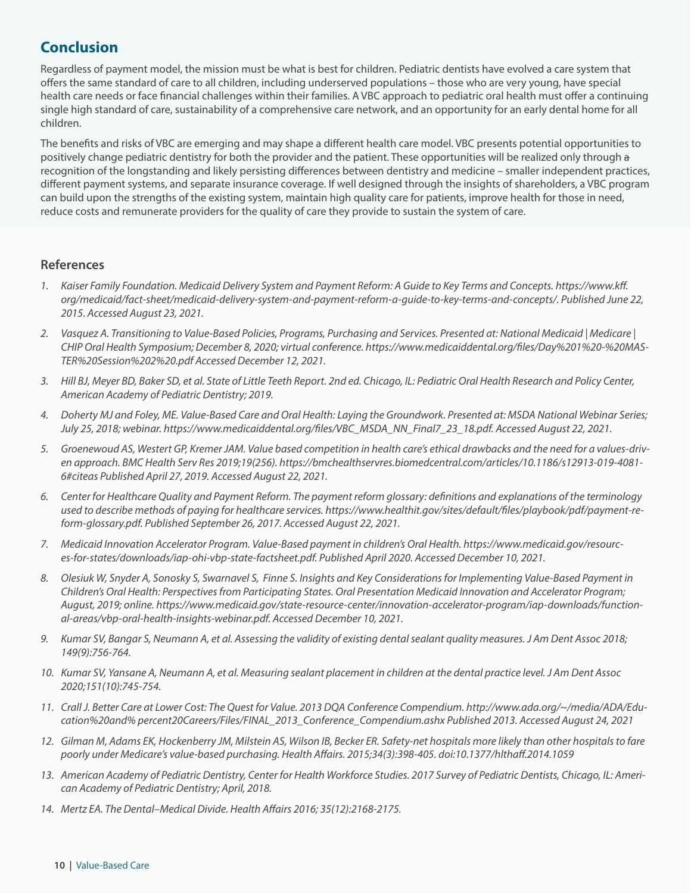## Conclusion

Regardless of payment model, the mission must be what is best for children. Pediatric dentists have evolved a care system that offers the same standard of care to all children, including underserved populations – those who are very young, have special health care needs or face financial challenges within their families. A VBC approach to pediatric oral health must offer a continuing single high standard of care, sustainability of a comprehensive care network, and an opportunity for an early dental home for all children.

The benefits and risks of VBC are emerging and may shape a different health care model. VBC presents potential opportunities to positively change pediatric dentistry for both the provider and the patient. These opportunities will be realized only through ~~a~~ recognition of the longstanding and likely persisting differences between dentistry and medicine – smaller independent practices, different payment systems, and separate insurance coverage. If well designed through the insights of shareholders, a VBC program can build upon the strengths of the existing system, maintain high quality care for patients, improve health for those in need, reduce costs and remunerate providers for the quality of care they provide to sustain the system of care.

### References

1. *Kaiser Family Foundation. Medicaid Delivery System and Payment Reform: A Guide to Key Terms and Concepts. https://www.kff.org/medicaid/fact-sheet/medicaid-delivery-system-and-payment-reform-a-guide-to-key-terms-and-concepts/. Published June 22, 2015. Accessed August 23, 2021.*
2. *Vasquez A. Transitioning to Value-Based Policies, Programs, Purchasing and Services. Presented at: National Medicaid | Medicare | CHIP Oral Health Symposium; December 8, 2020; virtual conference. https://www.medicaiddental.org/files/Day%201%20-%20MASTER%20Session%202%20.pdf Accessed December 12, 2021.*
3. *Hill BJ, Meyer BD, Baker SD, et al. State of Little Teeth Report. 2nd ed. Chicago, IL: Pediatric Oral Health Research and Policy Center, American Academy of Pediatric Dentistry; 2019.*
4. *Doherty MJ and Foley, ME. Value-Based Care and Oral Health: Laying the Groundwork. Presented at: MSDA National Webinar Series; July 25, 2018; webinar. https://www.medicaiddental.org/files/VBC_MSDA_NN_Final7_23_18.pdf. Accessed August 22, 2021.*
5. *Groenewoud AS, Westert GP, Kremer JAM. Value based competition in health care's ethical drawbacks and the need for a values-driven approach. BMC Health Serv Res 2019;19(256). https://bmchealthservres.biomedcentral.com/articles/10.1186/s12913-019-4081-6#citeas Published April 27, 2019. Accessed August 22, 2021.*
6. *Center for Healthcare Quality and Payment Reform. The payment reform glossary: definitions and explanations of the terminology used to describe methods of paying for healthcare services. https://www.healthit.gov/sites/default/files/playbook/pdf/payment-reform-glossary.pdf. Published September 26, 2017. Accessed August 22, 2021.*
7. *Medicaid Innovation Accelerator Program. Value-Based payment in children's Oral Health. https://www.medicaid.gov/resources-for-states/downloads/iap-ohi-vbp-state-factsheet.pdf. Published April 2020. Accessed December 10, 2021.*
8. *Olesiuk W, Snyder A, Sonosky S, Swarnavel S, Finne S. Insights and Key Considerations for Implementing Value-Based Payment in Children's Oral Health: Perspectives from Participating States. Oral Presentation Medicaid Innovation and Accelerator Program; August, 2019; online. https://www.medicaid.gov/state-resource-center/innovation-accelerator-program/iap-downloads/functional-areas/vbp-oral-health-insights-webinar.pdf. Accessed December 10, 2021.*
9. *Kumar SV, Bangar S, Neumann A, et al. Assessing the validity of existing dental sealant quality measures. J Am Dent Assoc 2018; 149(9):756-764.*
10. *Kumar SV, Yansane A, Neumann A, et al. Measuring sealant placement in children at the dental practice level. J Am Dent Assoc 2020;151(10):745-754.*
11. *Crall J. Better Care at Lower Cost: The Quest for Value. 2013 DQA Conference Compendium. http://www.ada.org/~/media/ADA/Education%20and% percent20Careers/Files/FINAL_2013_Conference_Compendium.ashx Published 2013. Accessed August 24, 2021*
12. *Gilman M, Adams EK, Hockenberry JM, Milstein AS, Wilson IB, Becker ER. Safety-net hospitals more likely than other hospitals to fare poorly under Medicare's value-based purchasing. Health Affairs. 2015;34(3):398-405. doi:10.1377/hlthaff.2014.1059*
13. *American Academy of Pediatric Dentistry, Center for Health Workforce Studies. 2017 Survey of Pediatric Dentists, Chicago, IL: American Academy of Pediatric Dentistry; April, 2018.*
14. *Mertz EA. The Dental–Medical Divide. Health Affairs 2016; 35(12):2168-2175.*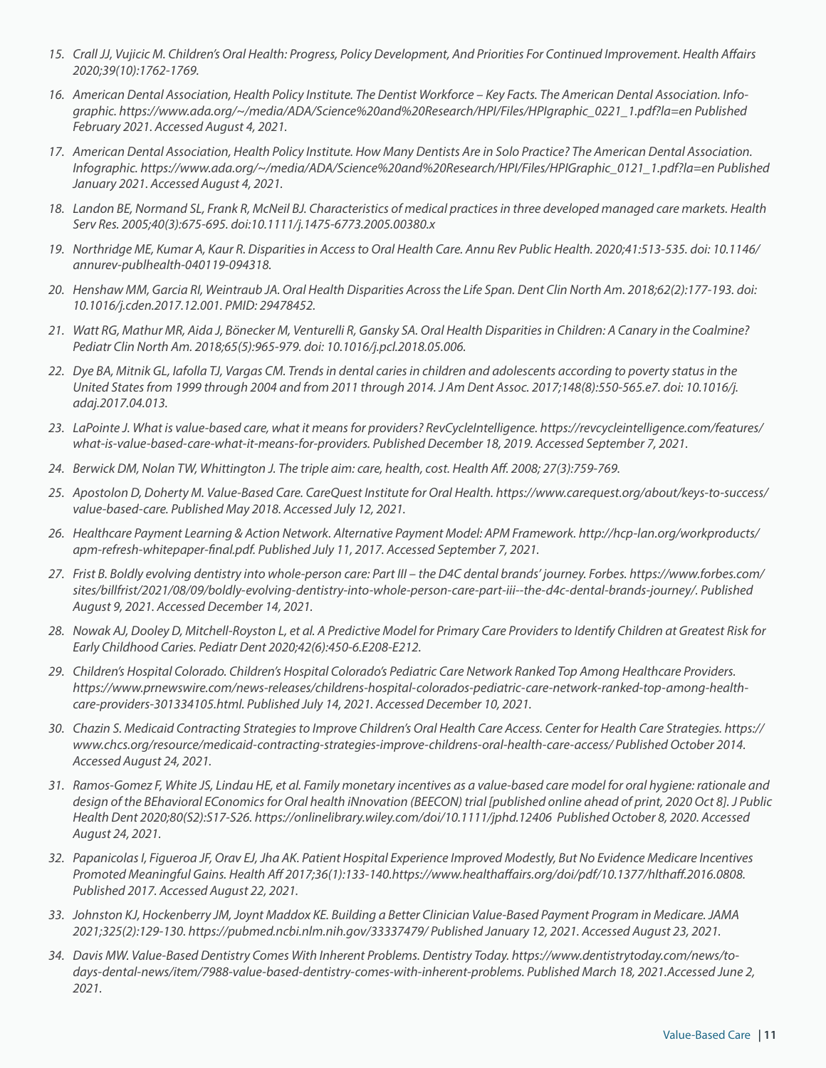15. *Crall JJ, Vujicic M. Children's Oral Health: Progress, Policy Development, And Priorities For Continued Improvement. Health Affairs 2020;39(10):1762-1769.*
16. *American Dental Association, Health Policy Institute. The Dentist Workforce – Key Facts. The American Dental Association. Infographic. https://www.ada.org/~/media/ADA/Science%20and%20Research/HPI/Files/HPIgraphic_0221_1.pdf?la=en Published February 2021. Accessed August 4, 2021.*
17. *American Dental Association, Health Policy Institute. How Many Dentists Are in Solo Practice? The American Dental Association. Infographic. https://www.ada.org/~/media/ADA/Science%20and%20Research/HPI/Files/HPIGraphic_0121_1.pdf?la=en Published January 2021. Accessed August 4, 2021.*
18. *Landon BE, Normand SL, Frank R, McNeil BJ. Characteristics of medical practices in three developed managed care markets. Health Serv Res. 2005;40(3):675-695. doi:10.1111/j.1475-6773.2005.00380.x*
19. *Northridge ME, Kumar A, Kaur R. Disparities in Access to Oral Health Care. Annu Rev Public Health. 2020;41:513-535. doi: 10.1146/annurev-publhealth-040119-094318.*
20. *Henshaw MM, Garcia RI, Weintraub JA. Oral Health Disparities Across the Life Span. Dent Clin North Am. 2018;62(2):177-193. doi: 10.1016/j.cden.2017.12.001. PMID: 29478452.*
21. *Watt RG, Mathur MR, Aida J, Bönecker M, Venturelli R, Gansky SA. Oral Health Disparities in Children: A Canary in the Coalmine? Pediatr Clin North Am. 2018;65(5):965-979. doi: 10.1016/j.pcl.2018.05.006.*
22. *Dye BA, Mitnik GL, Iafolla TJ, Vargas CM. Trends in dental caries in children and adolescents according to poverty status in the United States from 1999 through 2004 and from 2011 through 2014. J Am Dent Assoc. 2017;148(8):550-565.e7. doi: 10.1016/j.adaj.2017.04.013.*
23. *LaPointe J. What is value-based care, what it means for providers? RevCycleIntelligence. https://revcycleintelligence.com/features/what-is-value-based-care-what-it-means-for-providers. Published December 18, 2019. Accessed September 7, 2021.*
24. *Berwick DM, Nolan TW, Whittington J. The triple aim: care, health, cost. Health Aff. 2008; 27(3):759-769.*
25. *Apostolon D, Doherty M. Value-Based Care. CareQuest Institute for Oral Health. https://www.carequest.org/about/keys-to-success/value-based-care. Published May 2018. Accessed July 12, 2021.*
26. *Healthcare Payment Learning & Action Network. Alternative Payment Model: APM Framework. http://hcp-lan.org/workproducts/apm-refresh-whitepaper-final.pdf. Published July 11, 2017. Accessed September 7, 2021.*
27. *Frist B. Boldly evolving dentistry into whole-person care: Part III – the D4C dental brands' journey. Forbes. https://www.forbes.com/sites/billfrist/2021/08/09/boldly-evolving-dentistry-into-whole-person-care-part-iii--the-d4c-dental-brands-journey/. Published August 9, 2021. Accessed December 14, 2021.*
28. *Nowak AJ, Dooley D, Mitchell-Royston L, et al. A Predictive Model for Primary Care Providers to Identify Children at Greatest Risk for Early Childhood Caries. Pediatr Dent 2020;42(6):450-6.E208-E212.*
29. *Children's Hospital Colorado. Children's Hospital Colorado's Pediatric Care Network Ranked Top Among Healthcare Providers. https://www.prnewswire.com/news-releases/childrens-hospital-colorados-pediatric-care-network-ranked-top-among-health-care-providers-301334105.html. Published July 14, 2021. Accessed December 10, 2021.*
30. *Chazin S. Medicaid Contracting Strategies to Improve Children's Oral Health Care Access. Center for Health Care Strategies. https://www.chcs.org/resource/medicaid-contracting-strategies-improve-childrens-oral-health-care-access/ Published October 2014. Accessed August 24, 2021.*
31. *Ramos-Gomez F, White JS, Lindau HE, et al. Family monetary incentives as a value-based care model for oral hygiene: rationale and design of the BEhavioral EConomics for Oral health iNnovation (BEECON) trial [published online ahead of print, 2020 Oct 8]. J Public Health Dent 2020;80(S2):S17-S26. https://onlinelibrary.wiley.com/doi/10.1111/jphd.12406 Published October 8, 2020. Accessed August 24, 2021.*
32. *Papanicolas I, Figueroa JF, Orav EJ, Jha AK. Patient Hospital Experience Improved Modestly, But No Evidence Medicare Incentives Promoted Meaningful Gains. Health Aff 2017;36(1):133-140.https://www.healthaffairs.org/doi/pdf/10.1377/hlthaff.2016.0808. Published 2017. Accessed August 22, 2021.*
33. *Johnston KJ, Hockenberry JM, Joynt Maddox KE. Building a Better Clinician Value-Based Payment Program in Medicare. JAMA 2021;325(2):129-130. https://pubmed.ncbi.nlm.nih.gov/33337479/ Published January 12, 2021. Accessed August 23, 2021.*
34. *Davis MW. Value-Based Dentistry Comes With Inherent Problems. Dentistry Today. https://www.dentistrytoday.com/news/todays-dental-news/item/7988-value-based-dentistry-comes-with-inherent-problems. Published March 18, 2021.Accessed June 2, 2021.*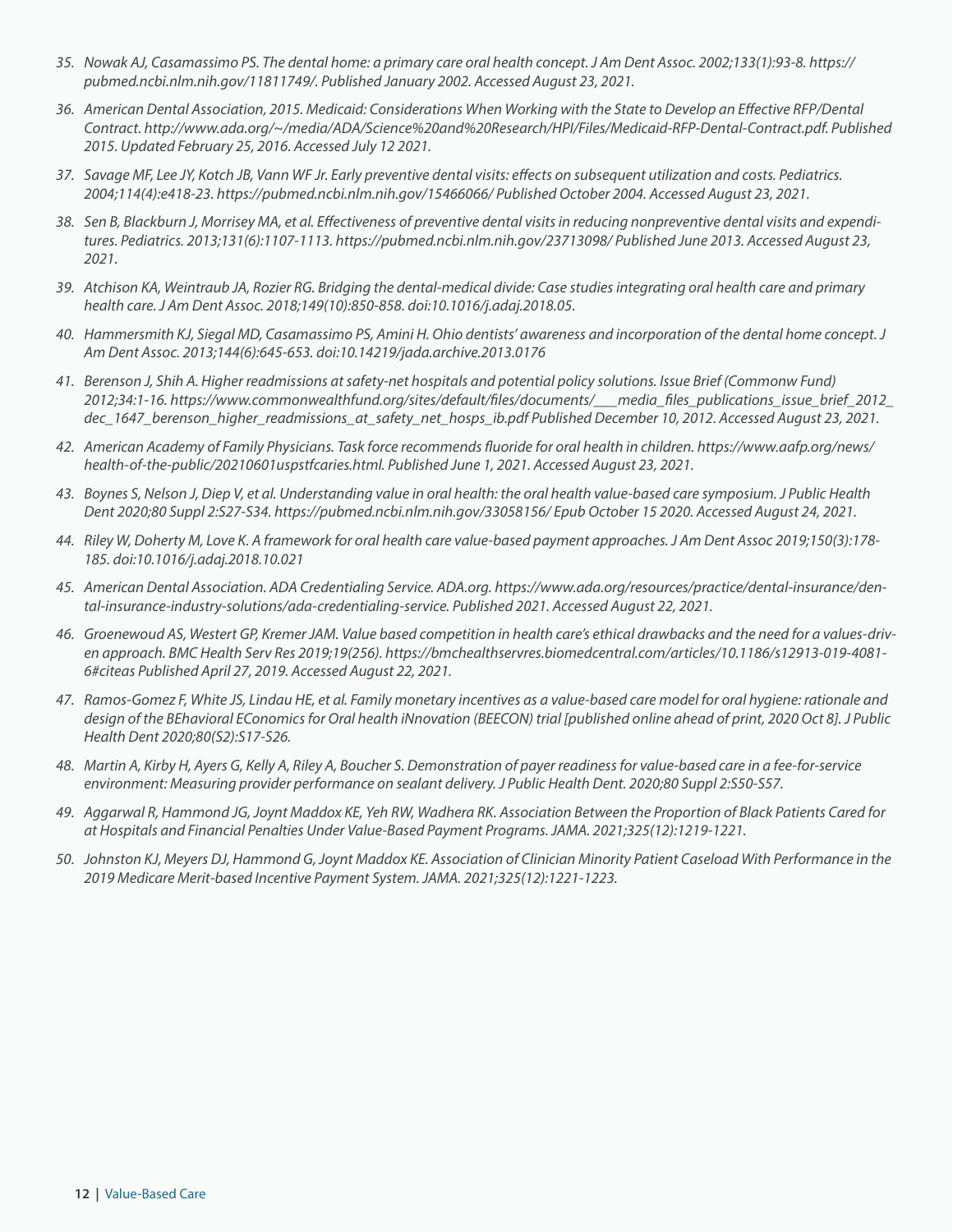35. *Nowak AJ, Casamassimo PS. The dental home: a primary care oral health concept. J Am Dent Assoc. 2002;133(1):93-8. https://pubmed.ncbi.nlm.nih.gov/11811749/. Published January 2002. Accessed August 23, 2021.*

36. *American Dental Association, 2015. Medicaid: Considerations When Working with the State to Develop an Effective RFP/Dental Contract. http://www.ada.org/~/media/ADA/Science%20and%20Research/HPI/Files/Medicaid-RFP-Dental-Contract.pdf. Published 2015. Updated February 25, 2016. Accessed July 12 2021.*

37. *Savage MF, Lee JY, Kotch JB, Vann WF Jr. Early preventive dental visits: effects on subsequent utilization and costs. Pediatrics. 2004;114(4):e418-23. https://pubmed.ncbi.nlm.nih.gov/15466066/ Published October 2004. Accessed August 23, 2021.*

38. *Sen B, Blackburn J, Morrisey MA, et al. Effectiveness of preventive dental visits in reducing nonpreventive dental visits and expenditures. Pediatrics. 2013;131(6):1107-1113. https://pubmed.ncbi.nlm.nih.gov/23713098/ Published June 2013. Accessed August 23, 2021.*

39. *Atchison KA, Weintraub JA, Rozier RG. Bridging the dental-medical divide: Case studies integrating oral health care and primary health care. J Am Dent Assoc. 2018;149(10):850-858. doi:10.1016/j.adaj.2018.05.*

40. *Hammersmith KJ, Siegal MD, Casamassimo PS, Amini H. Ohio dentists' awareness and incorporation of the dental home concept. J Am Dent Assoc. 2013;144(6):645-653. doi:10.14219/jada.archive.2013.0176*

41. *Berenson J, Shih A. Higher readmissions at safety-net hospitals and potential policy solutions. Issue Brief (Commonw Fund) 2012;34:1-16. https://www.commonwealthfund.org/sites/default/files/documents/___media_files_publications_issue_brief_2012_dec_1647_berenson_higher_readmissions_at_safety_net_hosps_ib.pdf Published December 10, 2012. Accessed August 23, 2021.*

42. *American Academy of Family Physicians. Task force recommends fluoride for oral health in children. https://www.aafp.org/news/health-of-the-public/20210601uspstfcaries.html. Published June 1, 2021. Accessed August 23, 2021.*

43. *Boynes S, Nelson J, Diep V, et al. Understanding value in oral health: the oral health value-based care symposium. J Public Health Dent 2020;80 Suppl 2:S27-S34. https://pubmed.ncbi.nlm.nih.gov/33058156/ Epub October 15 2020. Accessed August 24, 2021.*

44. *Riley W, Doherty M, Love K. A framework for oral health care value-based payment approaches. J Am Dent Assoc 2019;150(3):178-185. doi:10.1016/j.adaj.2018.10.021*

45. *American Dental Association. ADA Credentialing Service. ADA.org. https://www.ada.org/resources/practice/dental-insurance/dental-insurance-industry-solutions/ada-credentialing-service. Published 2021. Accessed August 22, 2021.*

46. *Groenewoud AS, Westert GP, Kremer JAM. Value based competition in health care's ethical drawbacks and the need for a values-driven approach. BMC Health Serv Res 2019;19(256). https://bmchealthservres.biomedcentral.com/articles/10.1186/s12913-019-4081-6#citeas Published April 27, 2019. Accessed August 22, 2021.*

47. *Ramos-Gomez F, White JS, Lindau HE, et al. Family monetary incentives as a value-based care model for oral hygiene: rationale and design of the BEhavioral EConomics for Oral health iNnovation (BEECON) trial [published online ahead of print, 2020 Oct 8]. J Public Health Dent 2020;80(S2):S17-S26.*

48. *Martin A, Kirby H, Ayers G, Kelly A, Riley A, Boucher S. Demonstration of payer readiness for value-based care in a fee-for-service environment: Measuring provider performance on sealant delivery. J Public Health Dent. 2020;80 Suppl 2:S50-S57.*

49. *Aggarwal R, Hammond JG, Joynt Maddox KE, Yeh RW, Wadhera RK. Association Between the Proportion of Black Patients Cared for at Hospitals and Financial Penalties Under Value-Based Payment Programs. JAMA. 2021;325(12):1219-1221.*

50. *Johnston KJ, Meyers DJ, Hammond G, Joynt Maddox KE. Association of Clinician Minority Patient Caseload With Performance in the 2019 Medicare Merit-based Incentive Payment System. JAMA. 2021;325(12):1221-1223.*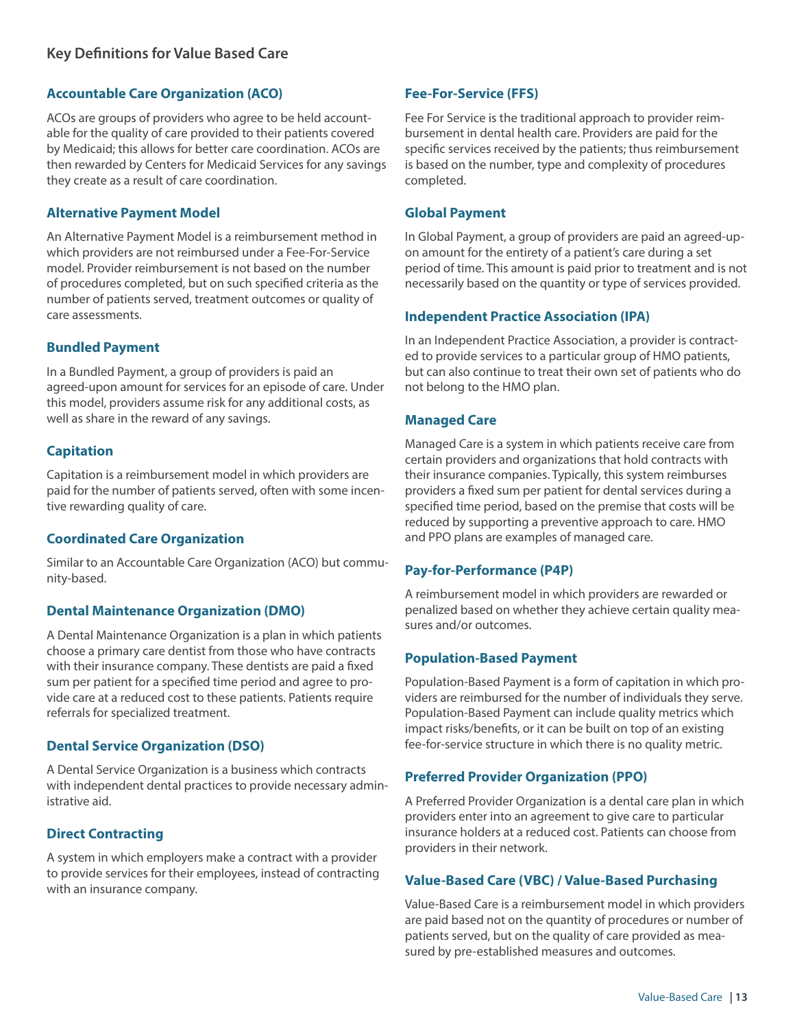## Key Definitions for Value Based Care

### Accountable Care Organization (ACO)

ACOs are groups of providers who agree to be held accountable for the quality of care provided to their patients covered by Medicaid; this allows for better care coordination. ACOs are then rewarded by Centers for Medicaid Services for any savings they create as a result of care coordination.

### Alternative Payment Model

An Alternative Payment Model is a reimbursement method in which providers are not reimbursed under a Fee-For-Service model. Provider reimbursement is not based on the number of procedures completed, but on such specified criteria as the number of patients served, treatment outcomes or quality of care assessments.

### Bundled Payment

In a Bundled Payment, a group of providers is paid an agreed-upon amount for services for an episode of care. Under this model, providers assume risk for any additional costs, as well as share in the reward of any savings.

### Capitation

Capitation is a reimbursement model in which providers are paid for the number of patients served, often with some incentive rewarding quality of care.

### Coordinated Care Organization

Similar to an Accountable Care Organization (ACO) but community-based.

### Dental Maintenance Organization (DMO)

A Dental Maintenance Organization is a plan in which patients choose a primary care dentist from those who have contracts with their insurance company. These dentists are paid a fixed sum per patient for a specified time period and agree to provide care at a reduced cost to these patients. Patients require referrals for specialized treatment.

### Dental Service Organization (DSO)

A Dental Service Organization is a business which contracts with independent dental practices to provide necessary administrative aid.

### Direct Contracting

A system in which employers make a contract with a provider to provide services for their employees, instead of contracting with an insurance company.

### Fee-For-Service (FFS)

Fee For Service is the traditional approach to provider reimbursement in dental health care. Providers are paid for the specific services received by the patients; thus reimbursement is based on the number, type and complexity of procedures completed.

### Global Payment

In Global Payment, a group of providers are paid an agreed-upon amount for the entirety of a patient's care during a set period of time. This amount is paid prior to treatment and is not necessarily based on the quantity or type of services provided.

### Independent Practice Association (IPA)

In an Independent Practice Association, a provider is contracted to provide services to a particular group of HMO patients, but can also continue to treat their own set of patients who do not belong to the HMO plan.

### Managed Care

Managed Care is a system in which patients receive care from certain providers and organizations that hold contracts with their insurance companies. Typically, this system reimburses providers a fixed sum per patient for dental services during a specified time period, based on the premise that costs will be reduced by supporting a preventive approach to care. HMO and PPO plans are examples of managed care.

### Pay-for-Performance (P4P)

A reimbursement model in which providers are rewarded or penalized based on whether they achieve certain quality measures and/or outcomes.

### Population-Based Payment

Population-Based Payment is a form of capitation in which providers are reimbursed for the number of individuals they serve. Population-Based Payment can include quality metrics which impact risks/benefits, or it can be built on top of an existing fee-for-service structure in which there is no quality metric.

### Preferred Provider Organization (PPO)

A Preferred Provider Organization is a dental care plan in which providers enter into an agreement to give care to particular insurance holders at a reduced cost. Patients can choose from providers in their network.

### Value-Based Care (VBC) / Value-Based Purchasing

Value-Based Care is a reimbursement model in which providers are paid based not on the quantity of procedures or number of patients served, but on the quality of care provided as measured by pre-established measures and outcomes.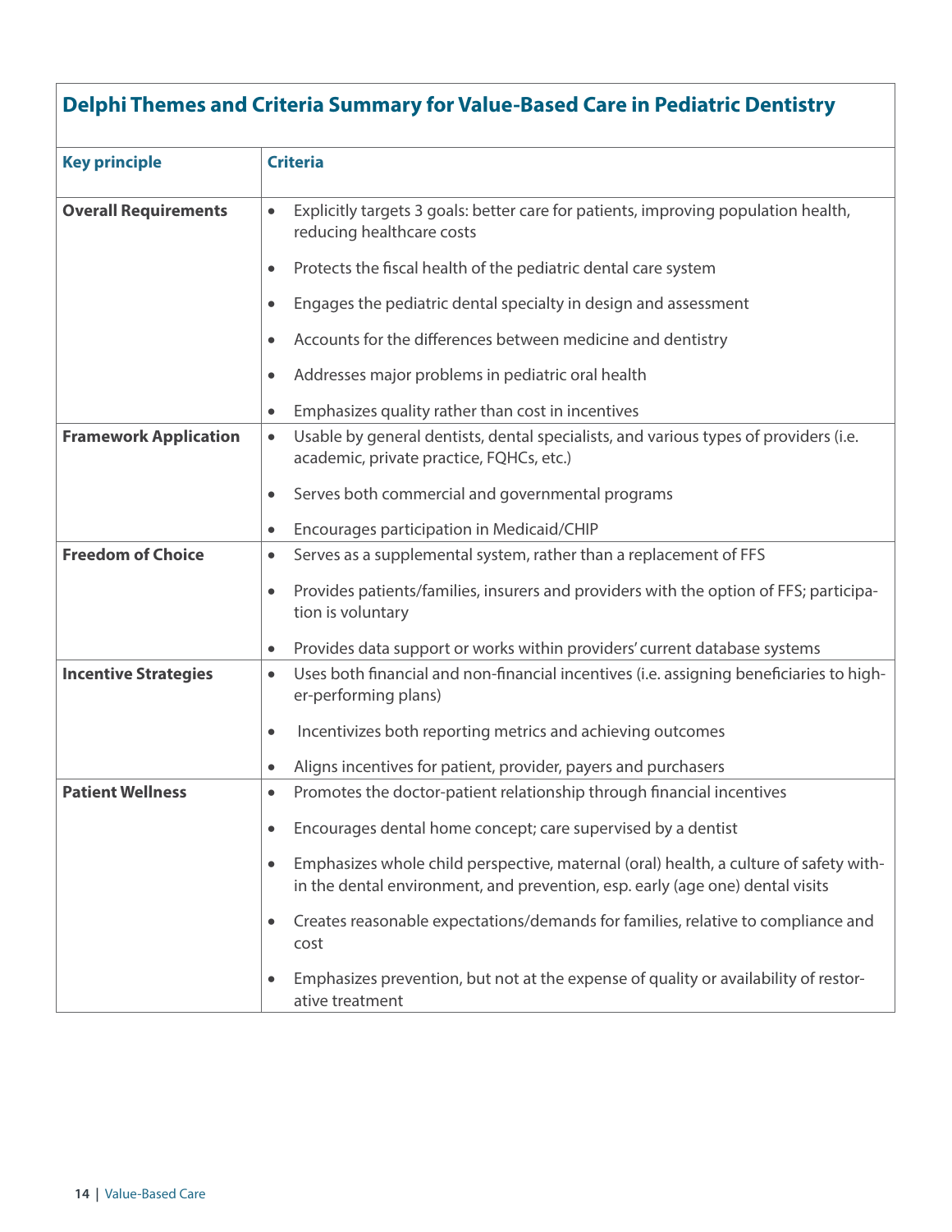## Delphi Themes and Criteria Summary for Value-Based Care in Pediatric Dentistry

| Key principle | Criteria |
|---|---|
| **Overall Requirements** | • Explicitly targets 3 goals: better care for patients, improving population health, reducing healthcare costs<br>• Protects the fiscal health of the pediatric dental care system<br>• Engages the pediatric dental specialty in design and assessment<br>• Accounts for the differences between medicine and dentistry<br>• Addresses major problems in pediatric oral health<br>• Emphasizes quality rather than cost in incentives |
| **Framework Application** | • Usable by general dentists, dental specialists, and various types of providers (i.e. academic, private practice, FQHCs, etc.)<br>• Serves both commercial and governmental programs<br>• Encourages participation in Medicaid/CHIP |
| **Freedom of Choice** | • Serves as a supplemental system, rather than a replacement of FFS<br>• Provides patients/families, insurers and providers with the option of FFS; participation is voluntary<br>• Provides data support or works within providers' current database systems |
| **Incentive Strategies** | • Uses both financial and non-financial incentives (i.e. assigning beneficiaries to higher-performing plans)<br>• Incentivizes both reporting metrics and achieving outcomes<br>• Aligns incentives for patient, provider, payers and purchasers |
| **Patient Wellness** | • Promotes the doctor-patient relationship through financial incentives<br>• Encourages dental home concept; care supervised by a dentist<br>• Emphasizes whole child perspective, maternal (oral) health, a culture of safety within the dental environment, and prevention, esp. early (age one) dental visits<br>• Creates reasonable expectations/demands for families, relative to compliance and cost<br>• Emphasizes prevention, but not at the expense of quality or availability of restorative treatment |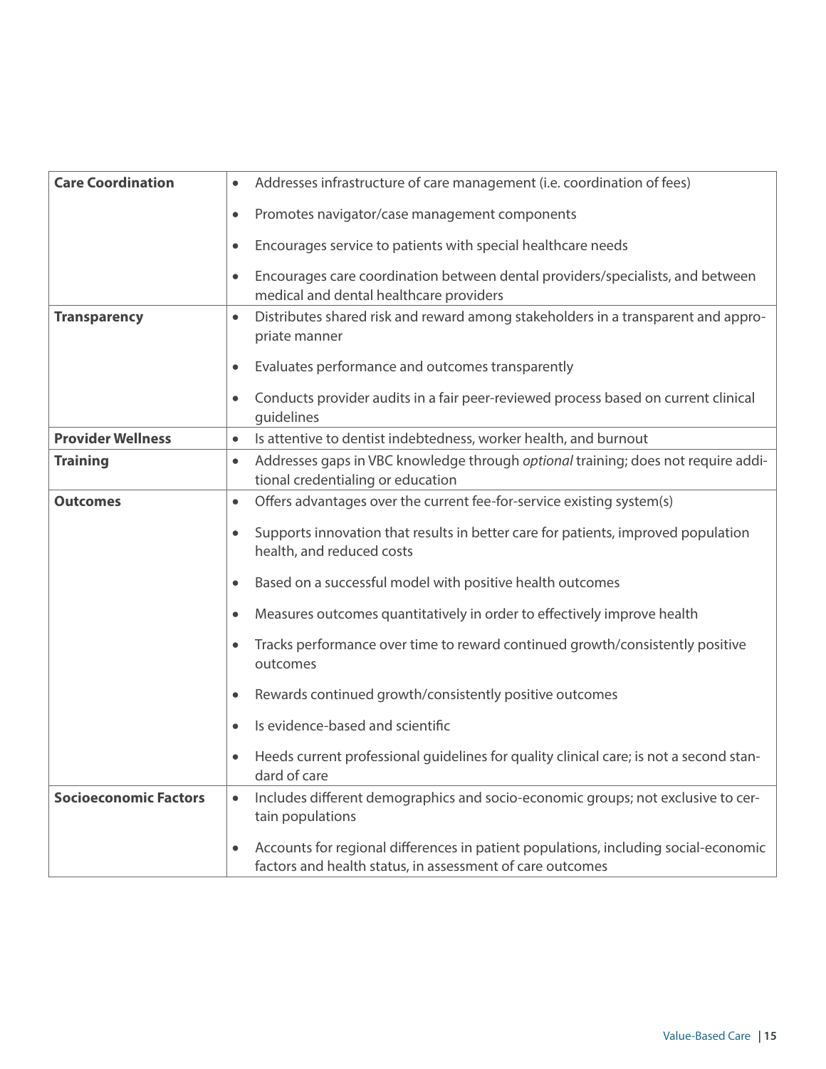| | |
|---|---|
| **Care Coordination** | • Addresses infrastructure of care management (i.e. coordination of fees)<br>• Promotes navigator/case management components<br>• Encourages service to patients with special healthcare needs<br>• Encourages care coordination between dental providers/specialists, and between medical and dental healthcare providers |
| **Transparency** | • Distributes shared risk and reward among stakeholders in a transparent and appropriate manner<br>• Evaluates performance and outcomes transparently<br>• Conducts provider audits in a fair peer-reviewed process based on current clinical guidelines |
| **Provider Wellness** | • Is attentive to dentist indebtedness, worker health, and burnout |
| **Training** | • Addresses gaps in VBC knowledge through *optional* training; does not require additional credentialing or education |
| **Outcomes** | • Offers advantages over the current fee-for-service existing system(s)<br>• Supports innovation that results in better care for patients, improved population health, and reduced costs<br>• Based on a successful model with positive health outcomes<br>• Measures outcomes quantitatively in order to effectively improve health<br>• Tracks performance over time to reward continued growth/consistently positive outcomes<br>• Rewards continued growth/consistently positive outcomes<br>• Is evidence-based and scientific<br>• Heeds current professional guidelines for quality clinical care; is not a second standard of care |
| **Socioeconomic Factors** | • Includes different demographics and socio-economic groups; not exclusive to certain populations<br>• Accounts for regional differences in patient populations, including social-economic factors and health status, in assessment of care outcomes |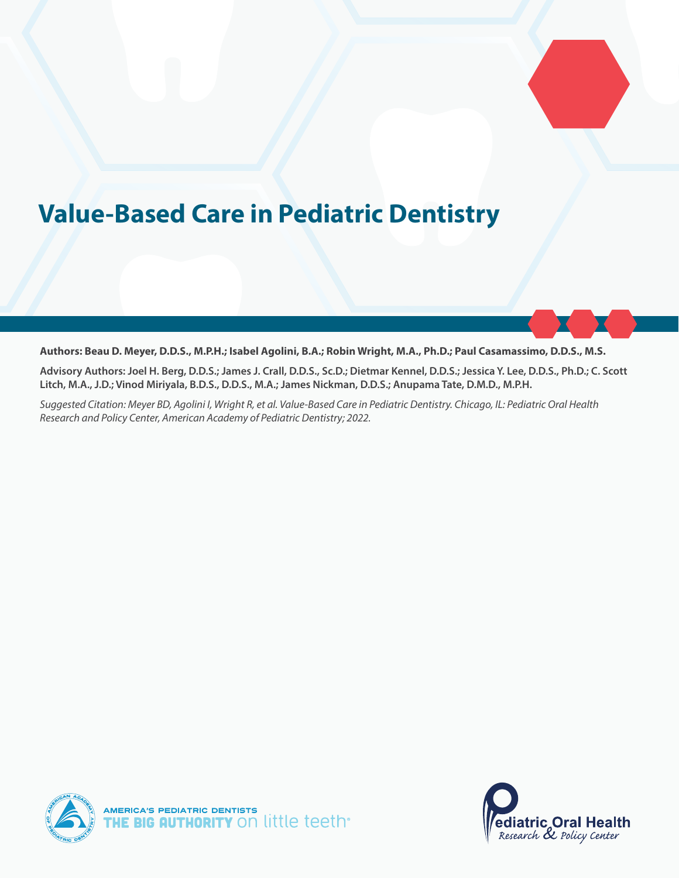# Value-Based Care in Pediatric Dentistry

**Authors: Beau D. Meyer, D.D.S., M.P.H.; Isabel Agolini, B.A.; Robin Wright, M.A., Ph.D.; Paul Casamassimo, D.D.S., M.S.**

**Advisory Authors: Joel H. Berg, D.D.S.; James J. Crall, D.D.S., Sc.D.; Dietmar Kennel, D.D.S.; Jessica Y. Lee, D.D.S., Ph.D.; C. Scott Litch, M.A., J.D.; Vinod Miriyala, B.D.S., D.D.S., M.A.; James Nickman, D.D.S.; Anupama Tate, D.M.D., M.P.H.**

*Suggested Citation: Meyer BD, Agolini I, Wright R, et al. Value-Based Care in Pediatric Dentistry. Chicago, IL: Pediatric Oral Health Research and Policy Center, American Academy of Pediatric Dentistry; 2022.*

AMERICA'S PEDIATRIC DENTISTS
THE BIG AUTHORITY on little teeth®

Pediatric Oral Health Research & Policy Center